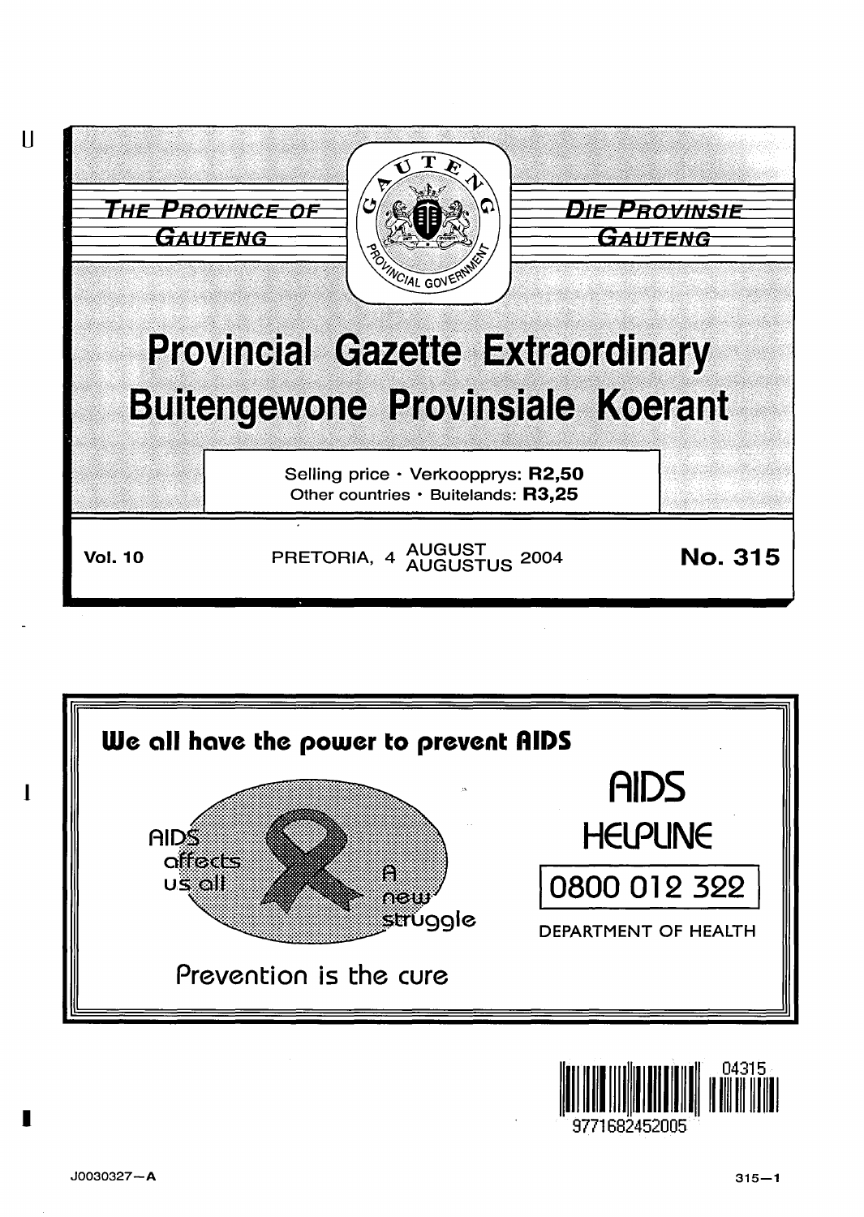THE PROVINCE OF GAUTENG

DIE PROVINSIE GAUTENG

# Provincial Gazette Extraordinary
# Buitengewone Provinsiale Koerant

Selling price · Verkoopprys: **R2,50**
Other countries · Buitelands: **R3,25**

**Vol. 10** PRETORIA, 4 AUGUST AUGUSTUS 2004 **No. 315**

**We all have the power to prevent AIDS**

AIDS affects us all

A new struggle

Prevention is the cure

AIDS HELPLINE

0800 012 322

DEPARTMENT OF HEALTH

J0030327—A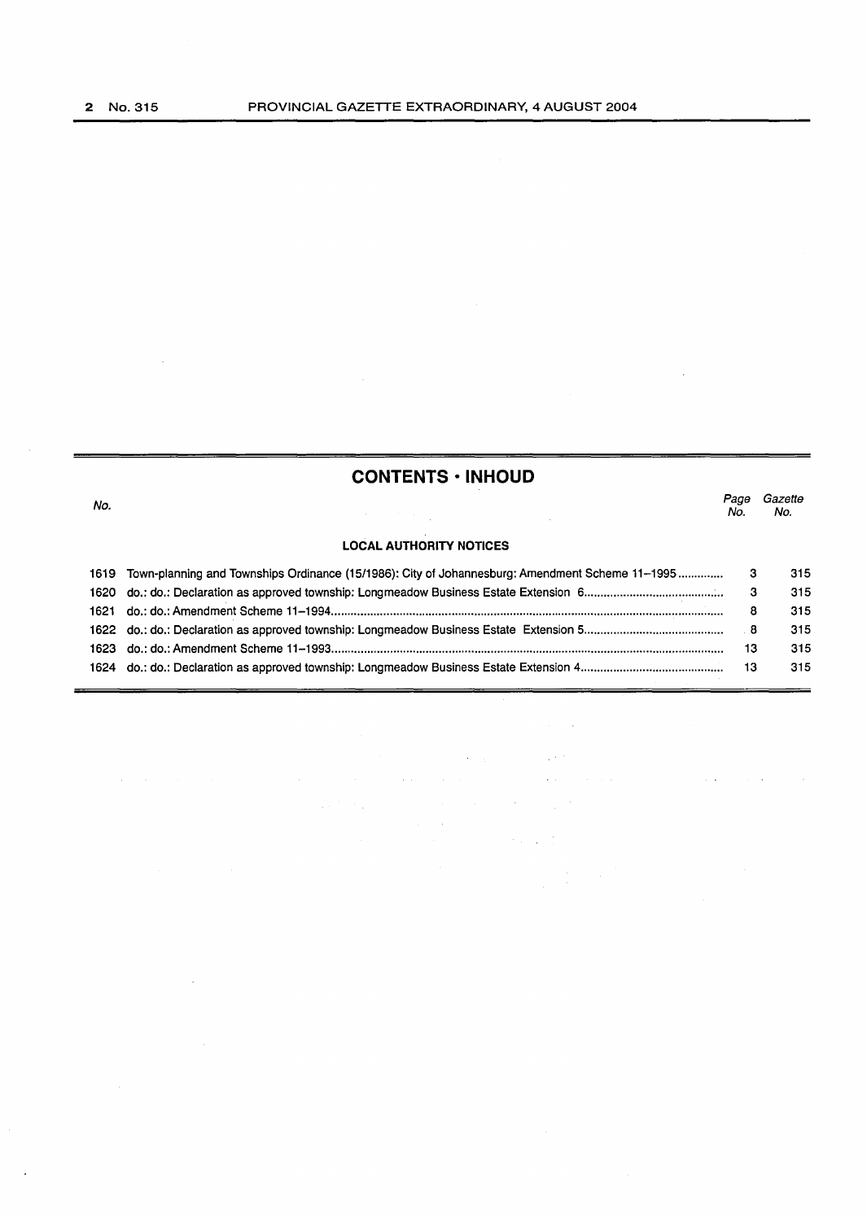## CONTENTS · INHOUD

| No. | | Page No. | Gazette No. |
|---|---|---|---|
| | **LOCAL AUTHORITY NOTICES** | | |
| 1619 | Town-planning and Townships Ordinance (15/1986): City of Johannesburg: Amendment Scheme 11–1995 | 3 | 315 |
| 1620 | do.: do.: Declaration as approved township: Longmeadow Business Estate Extension 6 | 3 | 315 |
| 1621 | do.: do.: Amendment Scheme 11–1994 | 8 | 315 |
| 1622 | do.: do.: Declaration as approved township: Longmeadow Business Estate Extension 5 | 8 | 315 |
| 1623 | do.: do.: Amendment Scheme 11–1993 | 13 | 315 |
| 1624 | do.: do.: Declaration as approved township: Longmeadow Business Estate Extension 4 | 13 | 315 |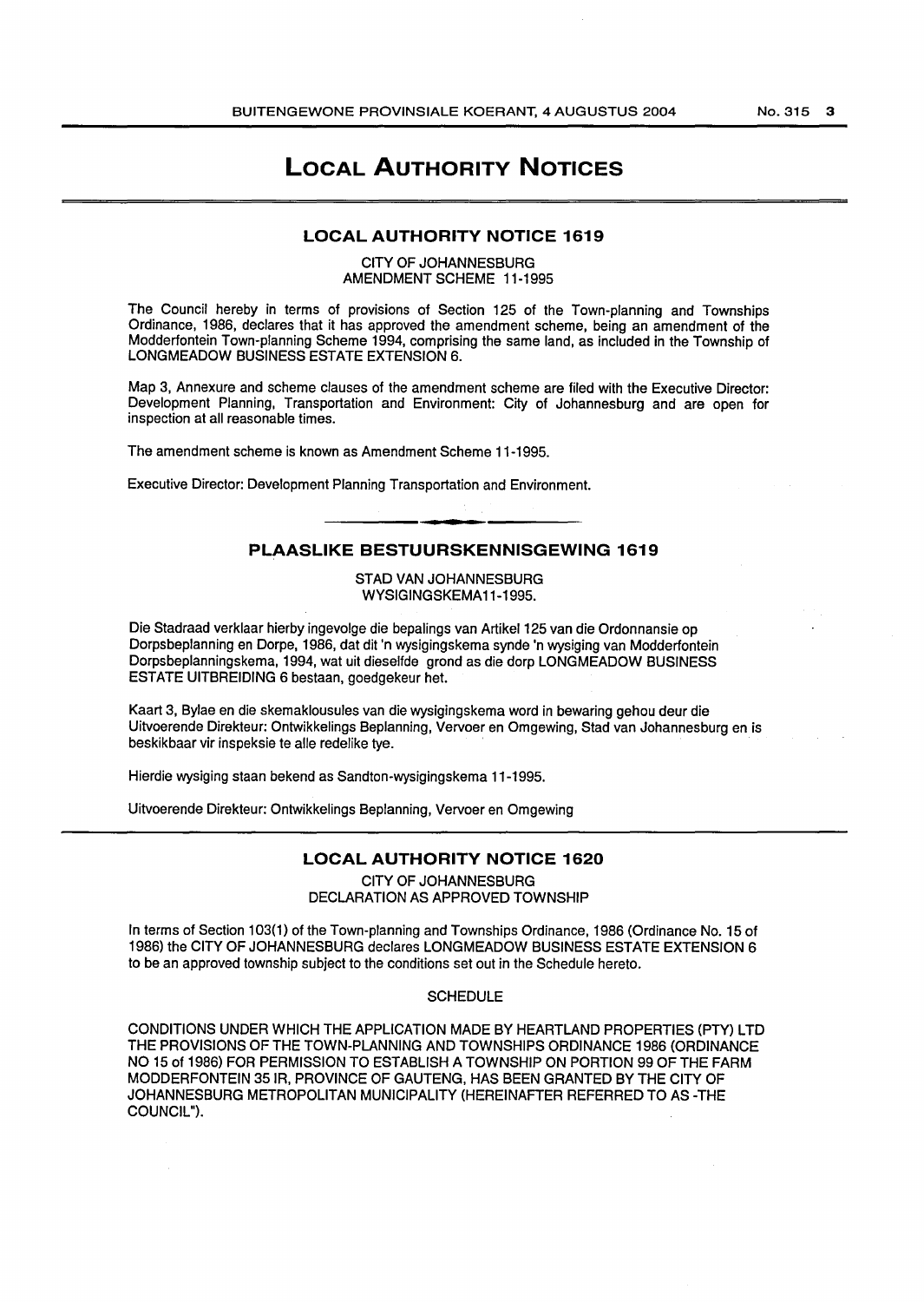# LOCAL AUTHORITY NOTICES

## LOCAL AUTHORITY NOTICE 1619

CITY OF JOHANNESBURG
AMENDMENT SCHEME 11-1995

The Council hereby in terms of provisions of Section 125 of the Town-planning and Townships Ordinance, 1986, declares that it has approved the amendment scheme, being an amendment of the Modderfontein Town-planning Scheme 1994, comprising the same land, as included in the Township of LONGMEADOW BUSINESS ESTATE EXTENSION 6.

Map 3, Annexure and scheme clauses of the amendment scheme are filed with the Executive Director: Development Planning, Transportation and Environment: City of Johannesburg and are open for inspection at all reasonable times.

The amendment scheme is known as Amendment Scheme 11-1995.

Executive Director: Development Planning Transportation and Environment.

## PLAASLIKE BESTUURSKENNISGEWING 1619

STAD VAN JOHANNESBURG
WYSIGINGSKEMA11-1995.

Die Stadraad verklaar hierby ingevolge die bepalings van Artikel 125 van die Ordonnansie op Dorpsbeplanning en Dorpe, 1986, dat dit 'n wysigingskema synde 'n wysiging van Modderfontein Dorpsbeplanningskema, 1994, wat uit dieselfde grond as die dorp LONGMEADOW BUSINESS ESTATE UITBREIDING 6 bestaan, goedgekeur het.

Kaart 3, Bylae en die skemaklousules van die wysigingskema word in bewaring gehou deur die Uitvoerende Direkteur: Ontwikkelings Beplanning, Vervoer en Omgewing, Stad van Johannesburg en is beskikbaar vir inspeksie te alle redelike tye.

Hierdie wysiging staan bekend as Sandton-wysigingskema 11-1995.

Uitvoerende Direkteur: Ontwikkelings Beplanning, Vervoer en Omgewing

## LOCAL AUTHORITY NOTICE 1620

CITY OF JOHANNESBURG
DECLARATION AS APPROVED TOWNSHIP

In terms of Section 103(1) of the Town-planning and Townships Ordinance, 1986 (Ordinance No. 15 of 1986) the CITY OF JOHANNESBURG declares LONGMEADOW BUSINESS ESTATE EXTENSION 6 to be an approved township subject to the conditions set out in the Schedule hereto.

SCHEDULE

CONDITIONS UNDER WHICH THE APPLICATION MADE BY HEARTLAND PROPERTIES (PTY) LTD THE PROVISIONS OF THE TOWN-PLANNING AND TOWNSHIPS ORDINANCE 1986 (ORDINANCE NO 15 of 1986) FOR PERMISSION TO ESTABLISH A TOWNSHIP ON PORTION 99 OF THE FARM MODDERFONTEIN 35 IR, PROVINCE OF GAUTENG, HAS BEEN GRANTED BY THE CITY OF JOHANNESBURG METROPOLITAN MUNICIPALITY (HEREINAFTER REFERRED TO AS -THE COUNCIL").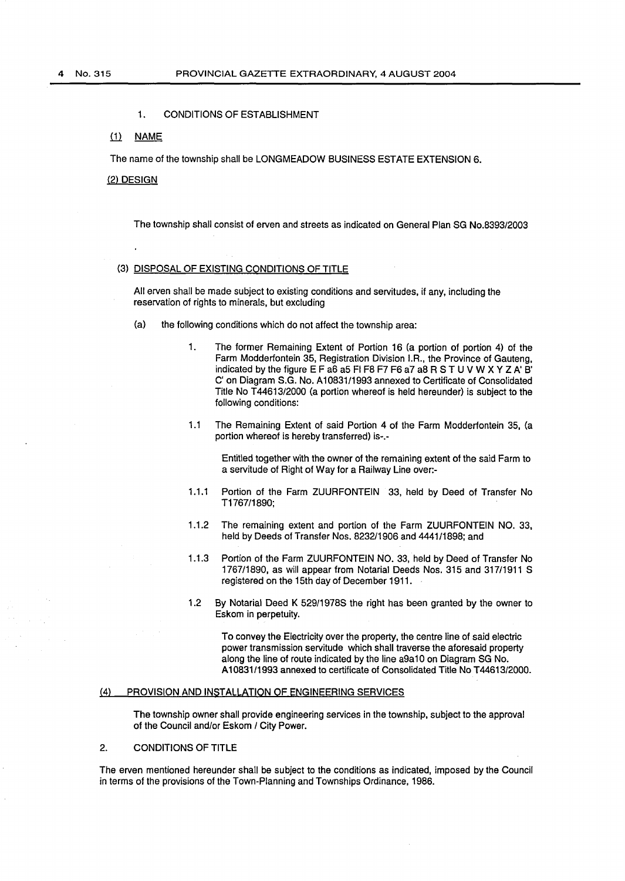1. CONDITIONS OF ESTABLISHMENT

(1) NAME

The name of the township shall be LONGMEADOW BUSINESS ESTATE EXTENSION 6.

(2) DESIGN

The township shall consist of erven and streets as indicated on General Plan SG No.8393/2003

(3) DISPOSAL OF EXISTING CONDITIONS OF TITLE

All erven shall be made subject to existing conditions and servitudes, if any, including the reservation of rights to minerals, but excluding

(a) the following conditions which do not affect the township area:

1. The former Remaining Extent of Portion 16 (a portion of portion 4) of the Farm Modderfontein 35, Registration Division I.R., the Province of Gauteng, indicated by the figure E F a6 a5 Fl F8 F7 F6 a7 a8 R S T U V W X Y Z A' B' C' on Diagram S.G. No. A10831/1993 annexed to Certificate of Consolidated Title No T44613/2000 (a portion whereof is held hereunder) is subject to the following conditions:

1.1 The Remaining Extent of said Portion 4 of the Farm Modderfontein 35, (a portion whereof is hereby transferred) is-.-

Entitled together with the owner of the remaining extent of the said Farm to a servitude of Right of Way for a Railway Line over:-

1.1.1 Portion of the Farm ZUURFONTEIN 33, held by Deed of Transfer No T1767/1890;

1.1.2 The remaining extent and portion of the Farm ZUURFONTEIN NO. 33, held by Deeds of Transfer Nos. 8232/1906 and 4441/1898; and

1.1.3 Portion of the Farm ZUURFONTEIN NO. 33, held by Deed of Transfer No 1767/1890, as will appear from Notarial Deeds Nos. 315 and 317/1911 S registered on the 15th day of December 1911.

1.2 By Notarial Deed K 529/1978S the right has been granted by the owner to Eskom in perpetuity.

To convey the Electricity over the property, the centre line of said electric power transmission servitude which shall traverse the aforesaid property along the line of route indicated by the line a9a10 on Diagram SG No. A10831/1993 annexed to certificate of Consolidated Title No T44613/2000.

(4) PROVISION AND INSTALLATION OF ENGINEERING SERVICES

The township owner shall provide engineering services in the township, subject to the approval of the Council and/or Eskom / City Power.

2. CONDITIONS OF TITLE

The erven mentioned hereunder shall be subject to the conditions as indicated, imposed by the Council in terms of the provisions of the Town-Planning and Townships Ordinance, 1986.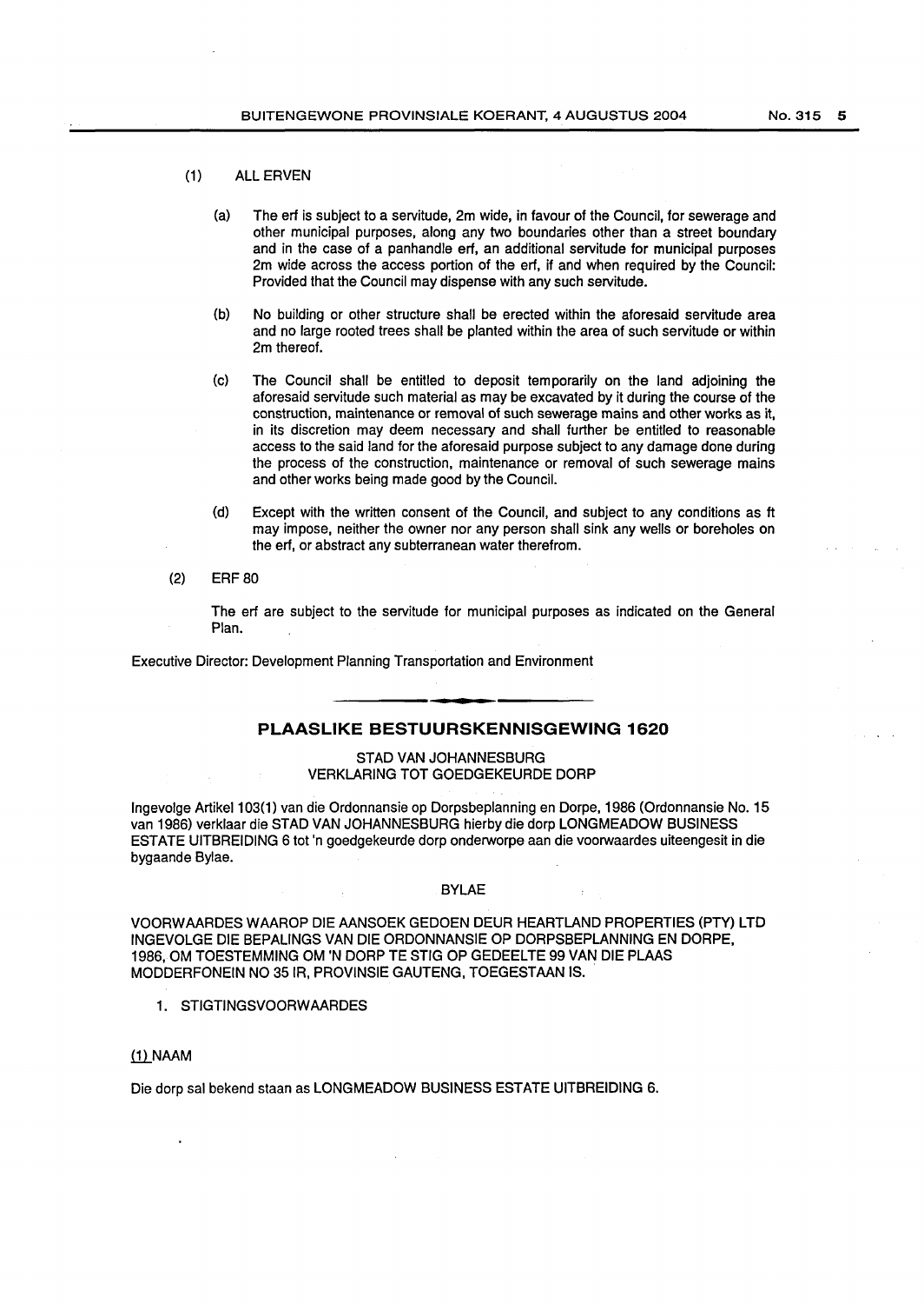(1) ALL ERVEN

(a) The erf is subject to a servitude, 2m wide, in favour of the Council, for sewerage and other municipal purposes, along any two boundaries other than a street boundary and in the case of a panhandle erf, an additional servitude for municipal purposes 2m wide across the access portion of the erf, if and when required by the Council: Provided that the Council may dispense with any such servitude.

(b) No building or other structure shall be erected within the aforesaid servitude area and no large rooted trees shall be planted within the area of such servitude or within 2m thereof.

(c) The Council shall be entitled to deposit temporarily on the land adjoining the aforesaid servitude such material as may be excavated by it during the course of the construction, maintenance or removal of such sewerage mains and other works as it, in its discretion may deem necessary and shall further be entitled to reasonable access to the said land for the aforesaid purpose subject to any damage done during the process of the construction, maintenance or removal of such sewerage mains and other works being made good by the Council.

(d) Except with the written consent of the Council, and subject to any conditions as ft may impose, neither the owner nor any person shall sink any wells or boreholes on the erf, or abstract any subterranean water therefrom.

(2) ERF 80

The erf are subject to the servitude for municipal purposes as indicated on the General Plan.

Executive Director: Development Planning Transportation and Environment

---

## PLAASLIKE BESTUURSKENNISGEWING 1620

STAD VAN JOHANNESBURG
VERKLARING TOT GOEDGEKEURDE DORP

Ingevolge Artikel 103(1) van die Ordonnansie op Dorpsbeplanning en Dorpe, 1986 (Ordonnansie No. 15 van 1986) verklaar die STAD VAN JOHANNESBURG hierby die dorp LONGMEADOW BUSINESS ESTATE UITBREIDING 6 tot 'n goedgekeurde dorp onderworpe aan die voorwaardes uiteengesit in die bygaande Bylae.

BYLAE

VOORWAARDES WAAROP DIE AANSOEK GEDOEN DEUR HEARTLAND PROPERTIES (PTY) LTD INGEVOLGE DIE BEPALINGS VAN DIE ORDONNANSIE OP DORPSBEPLANNING EN DORPE, 1986, OM TOESTEMMING OM 'N DORP TE STIG OP GEDEELTE 99 VAN DIE PLAAS MODDERFONEIN NO 35 IR, PROVINSIE GAUTENG, TOEGESTAAN IS.

1. STIGTINGSVOORWAARDES

(1) NAAM

Die dorp sal bekend staan as LONGMEADOW BUSINESS ESTATE UITBREIDING 6.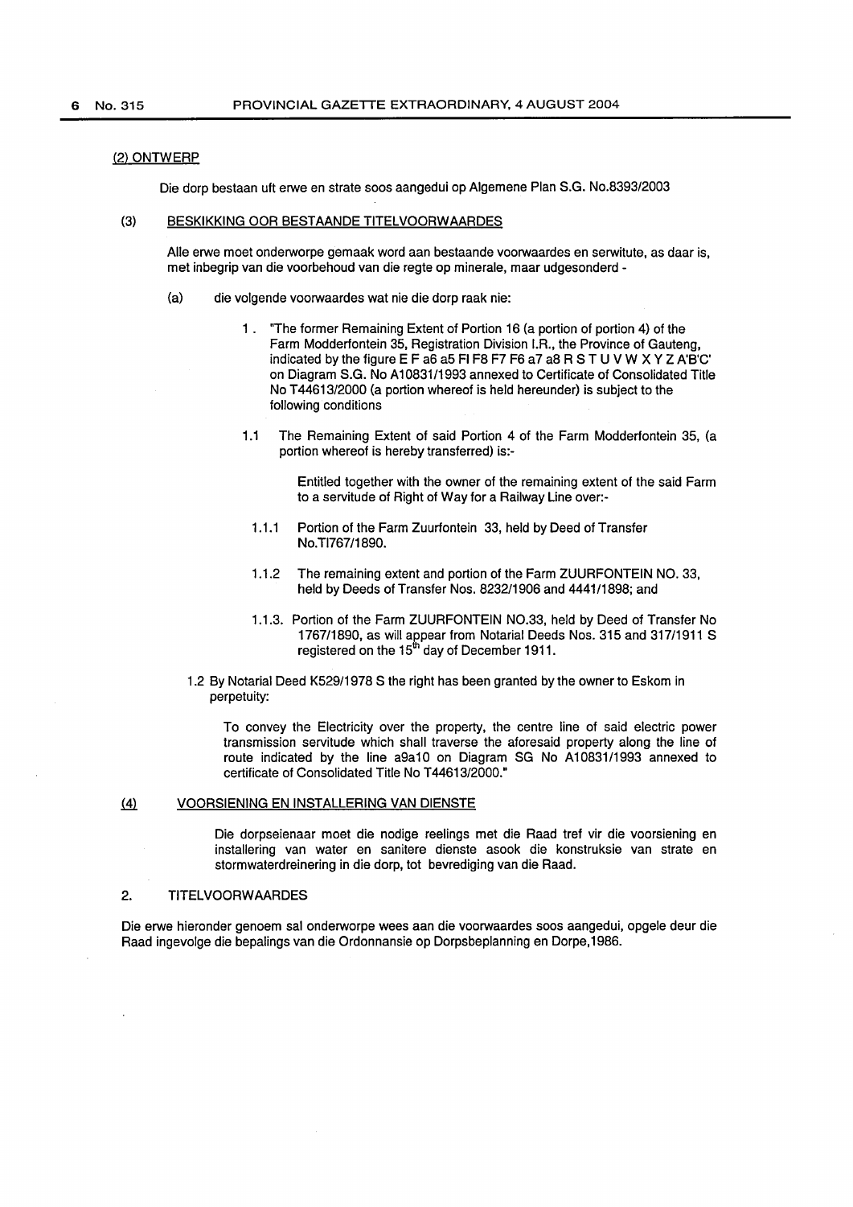(2) ONTWERP

Die dorp bestaan uit erwe en strate soos aangedui op Algemene Plan S.G. No.8393/2003

(3) BESKIKKING OOR BESTAANDE TITELVOORWAARDES

Alle erwe moet onderworpe gemaak word aan bestaande voorwaardes en serwitute, as daar is, met inbegrip van die voorbehoud van die regte op minerale, maar udgesonderd -

(a) die volgende voorwaardes wat nie die dorp raak nie:

1. "The former Remaining Extent of Portion 16 (a portion of portion 4) of the Farm Modderfontein 35, Registration Division I.R., the Province of Gauteng, indicated by the figure E F a6 a5 FI F8 F7 F6 a7 a8 R S T U V W X Y Z A'B'C' on Diagram S.G. No A10831/1993 annexed to Certificate of Consolidated Title No T44613/2000 (a portion whereof is held hereunder) is subject to the following conditions

1.1 The Remaining Extent of said Portion 4 of the Farm Modderfontein 35, (a portion whereof is hereby transferred) is:-

Entitled together with the owner of the remaining extent of the said Farm to a servitude of Right of Way for a Railway Line over:-

1.1.1 Portion of the Farm Zuurfontein 33, held by Deed of Transfer No.TI767/1890.

1.1.2 The remaining extent and portion of the Farm ZUURFONTEIN NO. 33, held by Deeds of Transfer Nos. 8232/1906 and 4441/1898; and

1.1.3. Portion of the Farm ZUURFONTEIN NO.33, held by Deed of Transfer No 1767/1890, as will appear from Notarial Deeds Nos. 315 and 317/1911 S registered on the 15th day of December 1911.

1.2 By Notarial Deed K529/1978 S the right has been granted by the owner to Eskom in perpetuity:

To convey the Electricity over the property, the centre line of said electric power transmission servitude which shall traverse the aforesaid property along the line of route indicated by the line a9a10 on Diagram SG No A10831/1993 annexed to certificate of Consolidated Title No T44613/2000."

(4) VOORSIENING EN INSTALLERING VAN DIENSTE

Die dorpseienaar moet die nodige reelings met die Raad tref vir die voorsiening en installering van water en sanitere dienste asook die konstruksie van strate en stormwaterdreinering in die dorp, tot bevrediging van die Raad.

2. TITELVOORWAARDES

Die erwe hieronder genoem sal onderworpe wees aan die voorwaardes soos aangedui, opgele deur die Raad ingevolge die bepalings van die Ordonnansie op Dorpsbeplanning en Dorpe,1986.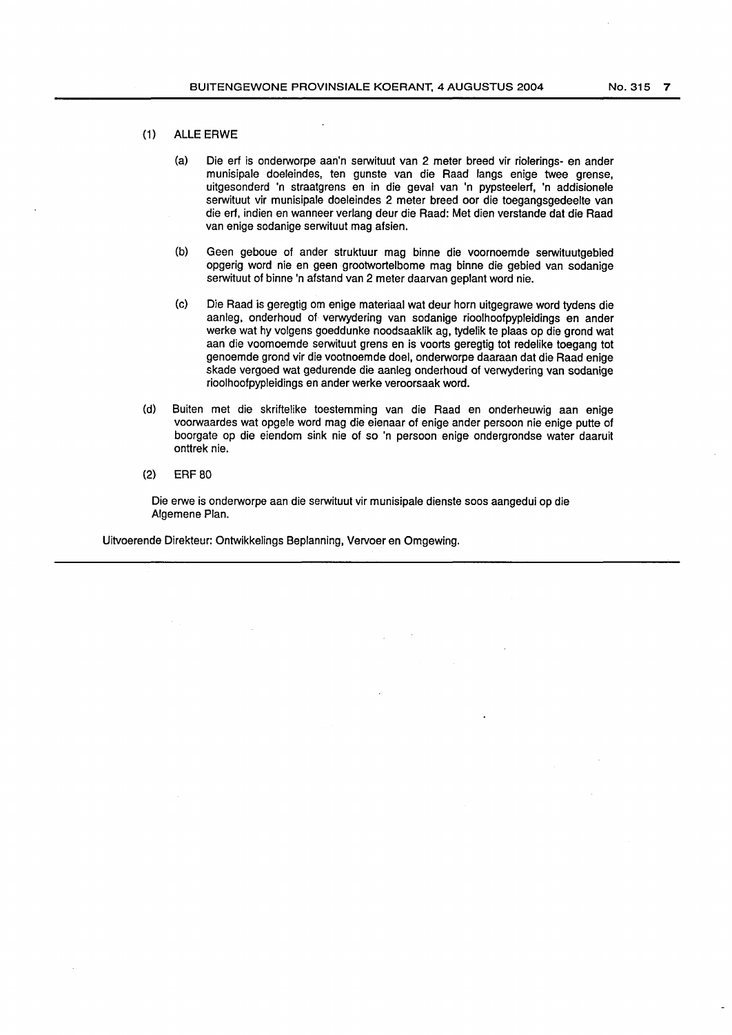(1) ALLE ERWE

(a) Die erf is onderworpe aan'n serwituut van 2 meter breed vir riolerings- en ander munisipale doeleindes, ten gunste van die Raad langs enige twee grense, uitgesonderd 'n straatgrens en in die geval van 'n pypsteelerf, 'n addisionele serwituut vir munisipale doeleindes 2 meter breed oor die toegangsgedeelte van die erf, indien en wanneer verlang deur die Raad: Met dien verstande dat die Raad van enige sodanige serwituut mag afsien.

(b) Geen geboue of ander struktuur mag binne die voornoemde serwituutgebied opgerig word nie en geen grootwortelbome mag binne die gebied van sodanige serwituut of binne 'n afstand van 2 meter daarvan geplant word nie.

(c) Die Raad is geregtig om enige materiaal wat deur horn uitgegrawe word tydens die aanleg, onderhoud of verwydering van sodanige rioolhoofpypleidings en ander werke wat hy volgens goeddunke noodsaaklik ag, tydelik te plaas op die grond wat aan die voomoemde serwituut grens en is voorts geregtig tot redelike toegang tot genoemde grond vir die vootnoemde doel, onderworpe daaraan dat die Raad enige skade vergoed wat gedurende die aanleg onderhoud of verwydering van sodanige rioolhoofpypleidings en ander werke veroorsaak word.

(d) Buiten met die skriftelike toestemming van die Raad en onderheuwig aan enige voorwaardes wat opgele word mag die eienaar of enige ander persoon nie enige putte of boorgate op die eiendom sink nie of so 'n persoon enige ondergrondse water daaruit onttrek nie.

(2) ERF 80

Die erwe is onderworpe aan die serwituut vir munisipale dienste soos aangedui op die Algemene Plan.

Uitvoerende Direkteur: Ontwikkelings Beplanning, Vervoer en Omgewing.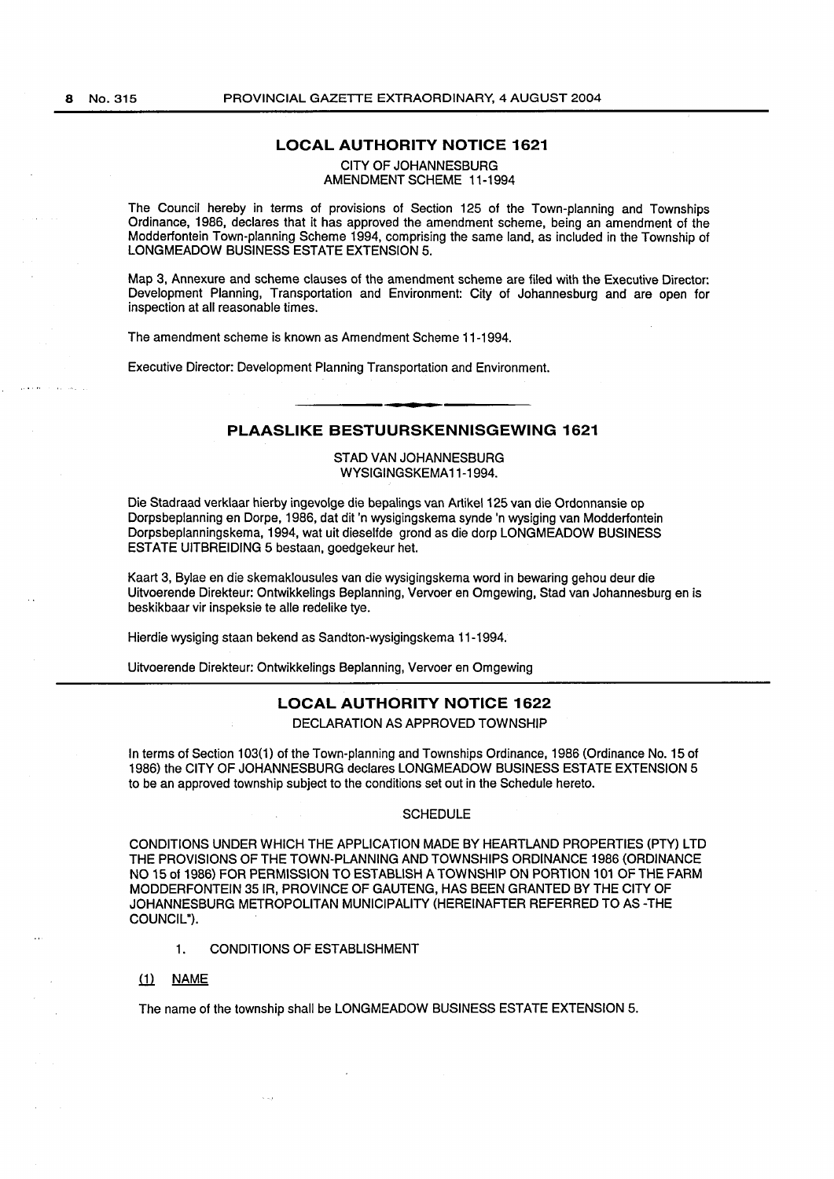## LOCAL AUTHORITY NOTICE 1621

CITY OF JOHANNESBURG
AMENDMENT SCHEME 11-1994

The Council hereby in terms of provisions of Section 125 of the Town-planning and Townships Ordinance, 1986, declares that it has approved the amendment scheme, being an amendment of the Modderfontein Town-planning Scheme 1994, comprising the same land, as included in the Township of LONGMEADOW BUSINESS ESTATE EXTENSION 5.

Map 3, Annexure and scheme clauses of the amendment scheme are filed with the Executive Director: Development Planning, Transportation and Environment: City of Johannesburg and are open for inspection at all reasonable times.

The amendment scheme is known as Amendment Scheme 11-1994.

Executive Director: Development Planning Transportation and Environment.

## PLAASLIKE BESTUURSKENNISGEWING 1621

STAD VAN JOHANNESBURG
WYSIGINGSKEMA11-1994.

Die Stadraad verklaar hierby ingevolge die bepalings van Artikel 125 van die Ordonnansie op Dorpsbeplanning en Dorpe, 1986, dat dit 'n wysigingskema synde 'n wysiging van Modderfontein Dorpsbeplanningskema, 1994, wat uit dieselfde grond as die dorp LONGMEADOW BUSINESS ESTATE UITBREIDING 5 bestaan, goedgekeur het.

Kaart 3, Bylae en die skemaklousules van die wysigingskema word in bewaring gehou deur die Uitvoerende Direkteur: Ontwikkelings Beplanning, Vervoer en Omgewing, Stad van Johannesburg en is beskikbaar vir inspeksie te alle redelike tye.

Hierdie wysiging staan bekend as Sandton-wysigingskema 11-1994.

Uitvoerende Direkteur: Ontwikkelings Beplanning, Vervoer en Omgewing

## LOCAL AUTHORITY NOTICE 1622

DECLARATION AS APPROVED TOWNSHIP

In terms of Section 103(1) of the Town-planning and Townships Ordinance, 1986 (Ordinance No. 15 of 1986) the CITY OF JOHANNESBURG declares LONGMEADOW BUSINESS ESTATE EXTENSION 5 to be an approved township subject to the conditions set out in the Schedule hereto.

SCHEDULE

CONDITIONS UNDER WHICH THE APPLICATION MADE BY HEARTLAND PROPERTIES (PTY) LTD THE PROVISIONS OF THE TOWN-PLANNING AND TOWNSHIPS ORDINANCE 1986 (ORDINANCE NO 15 of 1986) FOR PERMISSION TO ESTABLISH A TOWNSHIP ON PORTION 101 OF THE FARM MODDERFONTEIN 35 IR, PROVINCE OF GAUTENG, HAS BEEN GRANTED BY THE CITY OF JOHANNESBURG METROPOLITAN MUNICIPALITY (HEREINAFTER REFERRED TO AS -THE COUNCIL").

1. CONDITIONS OF ESTABLISHMENT

(1) NAME

The name of the township shall be LONGMEADOW BUSINESS ESTATE EXTENSION 5.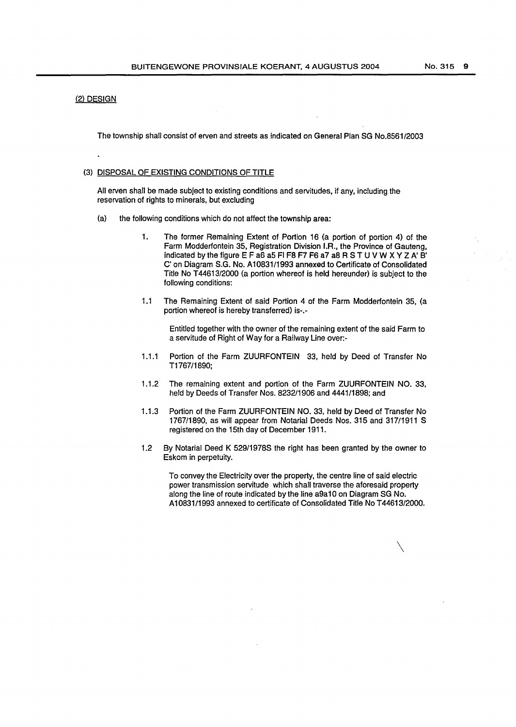(2) DESIGN

The township shall consist of erven and streets as indicated on General Plan SG No.8561/2003

(3) DISPOSAL OF EXISTING CONDITIONS OF TITLE

All erven shall be made subject to existing conditions and servitudes, if any, including the reservation of rights to minerals, but excluding

(a) the following conditions which do not affect the township area:

1. The former Remaining Extent of Portion 16 (a portion of portion 4) of the Farm Modderfontein 35, Registration Division I.R., the Province of Gauteng, indicated by the figure E F a6 a5 FI F8 F7 F6 a7 a8 R S T U V W X Y Z A' B' C' on Diagram S.G. No. A10831/1993 annexed to Certificate of Consolidated Title No T44613/2000 (a portion whereof is held hereunder) is subject to the following conditions:

1.1 The Remaining Extent of said Portion 4 of the Farm Modderfontein 35, (a portion whereof is hereby transferred) is-.-

Entitled together with the owner of the remaining extent of the said Farm to a servitude of Right of Way for a Railway Line over:-

1.1.1 Portion of the Farm ZUURFONTEIN 33, held by Deed of Transfer No T1767/1890;

1.1.2 The remaining extent and portion of the Farm ZUURFONTEIN NO. 33, held by Deeds of Transfer Nos. 8232/1906 and 4441/1898; and

1.1.3 Portion of the Farm ZUURFONTEIN NO. 33, held by Deed of Transfer No 1767/1890, as will appear from Notarial Deeds Nos. 315 and 317/1911 S registered on the 15th day of December 1911.

1.2 By Notarial Deed K 529/1978S the right has been granted by the owner to Eskom in perpetuity.

To convey the Electricity over the property, the centre line of said electric power transmission servitude which shall traverse the aforesaid property along the line of route indicated by the line a9a10 on Diagram SG No. A10831/1993 annexed to certificate of Consolidated Title No T44613/2000.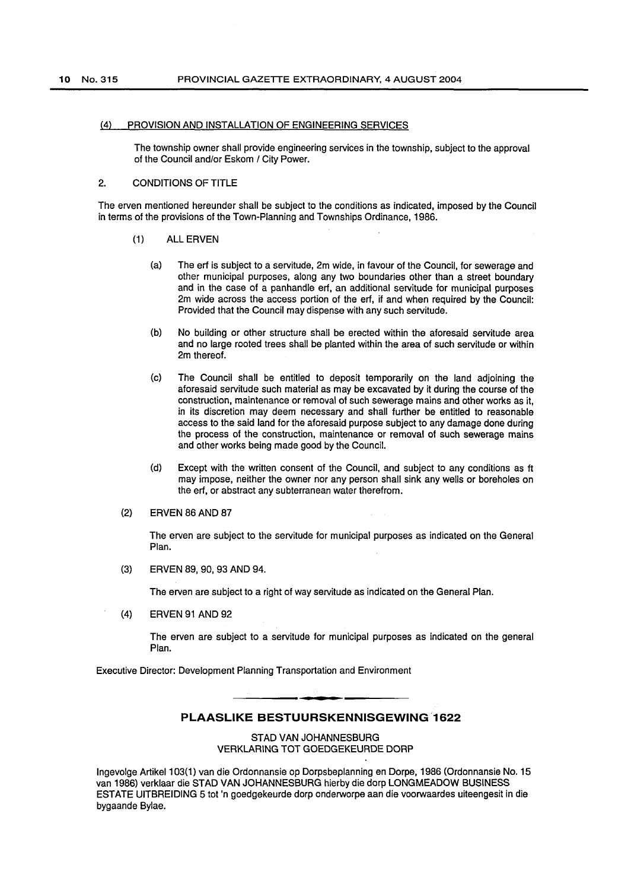(4) PROVISION AND INSTALLATION OF ENGINEERING SERVICES

The township owner shall provide engineering services in the township, subject to the approval of the Council and/or Eskom / City Power.

2. CONDITIONS OF TITLE

The erven mentioned hereunder shall be subject to the conditions as indicated, imposed by the Council in terms of the provisions of the Town-Planning and Townships Ordinance, 1986.

(1) ALL ERVEN

(a) The erf is subject to a servitude, 2m wide, in favour of the Council, for sewerage and other municipal purposes, along any two boundaries other than a street boundary and in the case of a panhandle erf, an additional servitude for municipal purposes 2m wide across the access portion of the erf, if and when required by the Council: Provided that the Council may dispense with any such servitude.

(b) No building or other structure shall be erected within the aforesaid servitude area and no large rooted trees shall be planted within the area of such servitude or within 2m thereof.

(c) The Council shall be entitled to deposit temporarily on the land adjoining the aforesaid servitude such material as may be excavated by it during the course of the construction, maintenance or removal of such sewerage mains and other works as it, in its discretion may deem necessary and shall further be entitled to reasonable access to the said land for the aforesaid purpose subject to any damage done during the process of the construction, maintenance or removal of such sewerage mains and other works being made good by the Council.

(d) Except with the written consent of the Council, and subject to any conditions as ft may impose, neither the owner nor any person shall sink any wells or boreholes on the erf, or abstract any subterranean water therefrom.

(2) ERVEN 86 AND 87

The erven are subject to the servitude for municipal purposes as indicated on the General Plan.

(3) ERVEN 89, 90, 93 AND 94.

The erven are subject to a right of way servitude as indicated on the General Plan.

(4) ERVEN 91 AND 92

The erven are subject to a servitude for municipal purposes as indicated on the general Plan.

Executive Director: Development Planning Transportation and Environment

## PLAASLIKE BESTUURSKENNISGEWING 1622

STAD VAN JOHANNESBURG
VERKLARING TOT GOEDGEKEURDE DORP

Ingevolge Artikel 103(1) van die Ordonnansie op Dorpsbeplanning en Dorpe, 1986 (Ordonnansie No. 15 van 1986) verklaar die STAD VAN JOHANNESBURG hierby die dorp LONGMEADOW BUSINESS ESTATE UITBREIDING 5 tot 'n goedgekeurde dorp onderworpe aan die voorwaardes uiteengesit in die bygaande Bylae.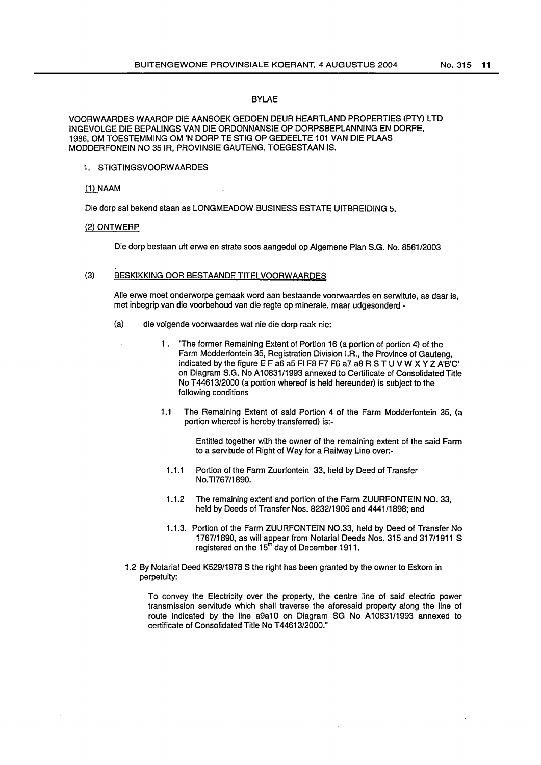## BYLAE

VOORWAARDES WAAROP DIE AANSOEK GEDOEN DEUR HEARTLAND PROPERTIES (PTY) LTD INGEVOLGE DIE BEPALINGS VAN DIE ORDONNANSIE OP DORPSBEPLANNING EN DORPE, 1986, OM TOESTEMMING OM 'N DORP TE STIG OP GEDEELTE 101 VAN DIE PLAAS MODDERFONEIN NO 35 IR, PROVINSIE GAUTENG, TOEGESTAAN IS.

1. STIGTINGSVOORWAARDES

(1) NAAM

Die dorp sal bekend staan as LONGMEADOW BUSINESS ESTATE UITBREIDING 5.

(2) ONTWERP

Die dorp bestaan uft erwe en strate soos aangedui op Algemene Plan S.G. No. 8561/2003

(3) BESKIKKING OOR BESTAANDE TITELVOORWAARDES

Alle erwe moet onderworpe gemaak word aan bestaande voorwaardes en serwitute, as daar is, met inbegrip van die voorbehoud van die regte op minerale, maar udgesonderd -

(a) die volgende voorwaardes wat nie die dorp raak nie:

1. "The former Remaining Extent of Portion 16 (a portion of portion 4) of the Farm Modderfontein 35, Registration Division I.R., the Province of Gauteng, indicated by the figure E F a6 a5 FI F8 F7 F6 a7 a8 R S T U V W X Y Z A'B'C' on Diagram S.G. No A10831/1993 annexed to Certificate of Consolidated Title No T44613/2000 (a portion whereof is held hereunder) is subject to the following conditions

1.1 The Remaining Extent of said Portion 4 of the Farm Modderfontein 35, (a portion whereof is hereby transferred) is:-

Entitled together with the owner of the remaining extent of the said Farm to a servitude of Right of Way for a Railway Line over:-

1.1.1 Portion of the Farm Zuurfontein 33, held by Deed of Transfer No.TI767/1890.

1.1.2 The remaining extent and portion of the Farm ZUURFONTEIN NO. 33, held by Deeds of Transfer Nos. 8232/1906 and 4441/1898; and

1.1.3. Portion of the Farm ZUURFONTEIN NO.33, held by Deed of Transfer No 1767/1890, as will appear from Notarial Deeds Nos. 315 and 317/1911 S registered on the 15th day of December 1911.

1.2 By Notarial Deed K529/1978 S the right has been granted by the owner to Eskom in perpetuity:

To convey the Electricity over the property, the centre line of said electric power transmission servitude which shall traverse the aforesaid property along the line of route indicated by the line a9a10 on Diagram SG No A10831/1993 annexed to certificate of Consolidated Title No T44613/2000."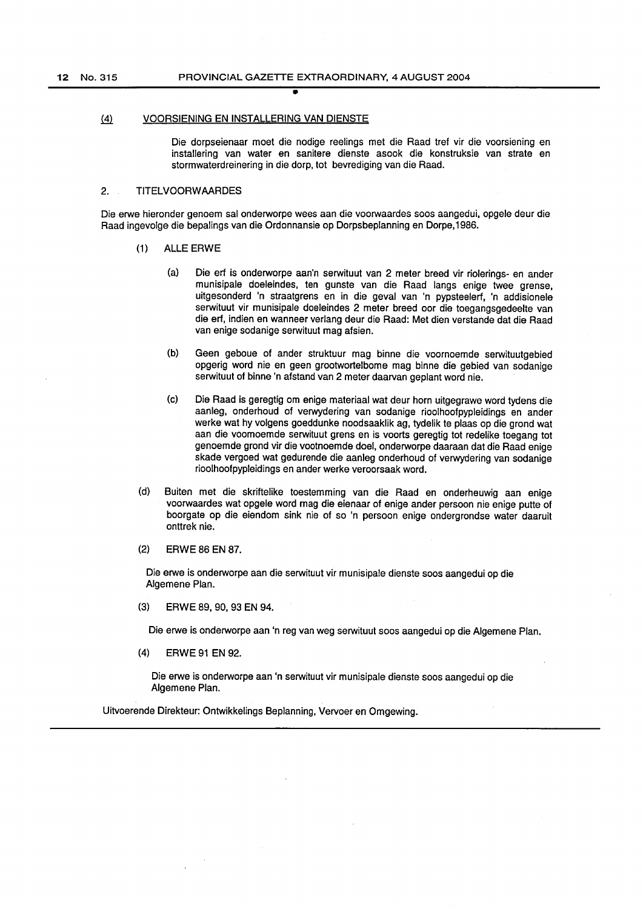(4) VOORSIENING EN INSTALLERING VAN DIENSTE

Die dorpseienaar moet die nodige reelings met die Raad tref vir die voorsiening en installering van water en sanitere dienste asook die konstruksie van strate en stormwaterdreinering in die dorp, tot bevrediging van die Raad.

2. TITELVOORWAARDES

Die erwe hieronder genoem sal onderworpe wees aan die voorwaardes soos aangedui, opgele deur die Raad ingevolge die bepalings van die Ordonnansie op Dorpsbeplanning en Dorpe,1986.

(1) ALLE ERWE

(a) Die erf is onderworpe aan'n serwituut van 2 meter breed vir riolerings- en ander munisipale doeleindes, ten gunste van die Raad langs enige twee grense, uitgesonderd 'n straatgrens en in die geval van 'n pypsteelerf, 'n addisionele serwituut vir munisipale doeleindes 2 meter breed oor die toegangsgedeelte van die erf, indien en wanneer verlang deur die Raad: Met dien verstande dat die Raad van enige sodanige serwituut mag afsien.

(b) Geen geboue of ander struktuur mag binne die voornoemde serwituutgebied opgerig word nie en geen grootwortelbome mag binne die gebied van sodanige serwituut of binne 'n afstand van 2 meter daarvan geplant word nie.

(c) Die Raad is geregtig om enige materiaal wat deur horn uitgegrawe word tydens die aanleg, onderhoud of verwydering van sodanige rioolhoofpypleidings en ander werke wat hy volgens goeddunke noodsaaklik ag, tydelik te plaas op die grond wat aan die voornoemde serwituut grens en is voorts geregtig tot redelike toegang tot genoemde grond vir die vootnoemde doel, onderworpe daaraan dat die Raad enige skade vergoed wat gedurende die aanleg onderhoud of verwydering van sodanige rioolhoofpypleidings en ander werke veroorsaak word.

(d) Buiten met die skriftelike toestemming van die Raad en onderheuwig aan enige voorwaardes wat opgele word mag die eienaar of enige ander persoon nie enige putte of boorgate op die eiendom sink nie of so 'n persoon enige ondergrondse water daaruit onttrek nie.

(2) ERWE 86 EN 87.

Die erwe is onderworpe aan die serwituut vir munisipale dienste soos aangedui op die Algemene Plan.

(3) ERWE 89, 90, 93 EN 94.

Die erwe is onderworpe aan 'n reg van weg serwituut soos aangedui op die Algemene Plan.

(4) ERWE 91 EN 92.

Die erwe is onderworpe aan 'n serwituut vir munisipale dienste soos aangedui op die Algemene Plan.

Uitvoerende Direkteur: Ontwikkelings Beplanning, Vervoer en Omgewing.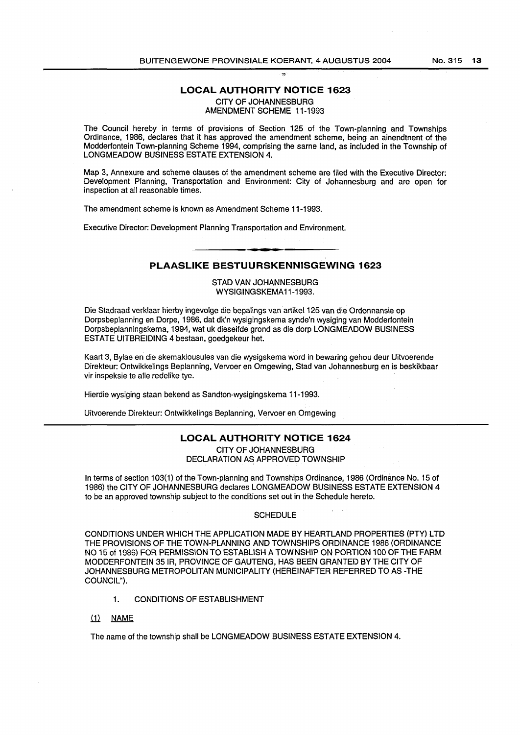## LOCAL AUTHORITY NOTICE 1623

CITY OF JOHANNESBURG
AMENDMENT SCHEME 11-1993

The Council hereby in terms of provisions of Section 125 of the Town-planning and Townships Ordinance, 1986, declares that it has approved the amendment scheme, being an ainendtnent of the Modderfontein Town-planning Scheme 1994, comprising the sarne land, as included in the Township of LONGMEADOW BUSINESS ESTATE EXTENSION 4.

Map 3, Annexure and scheme clauses of the amendment scheme are filed with the Executive Director: Development Planning, Transportation and Environment: City of Johannesburg and are open for inspection at all reasonable times.

The amendment scheme is known as Amendment Scheme 11-1993.

Executive Director: Development Planning Transportation and Environment.

## PLAASLIKE BESTUURSKENNISGEWING 1623

STAD VAN JOHANNESBURG
WYSIGINGSKEMA11-1993.

Die Stadraad verklaar hierby ingevolge die bepalings van artikel 125 van die Ordonnansie op Dorpsbeplanning en Dorpe, 1986, dat dk'n wysigingskema synde'n wysiging van Modderfontein Dorpsbeplanningskema, 1994, wat uk dieseifde grond as die dorp LONGMEADOW BUSINESS ESTATE UITBREIDING 4 bestaan, goedgekeur het.

Kaart 3, Bylae en die skemakiousules van die wysigskema word in bewaring gehou deur Uitvoerende Direkteur: Ontwikkelings Beplanning, Vervoer en Omgewing, Stad van Johannesburg en is beskikbaar vir inspeksie te alle redelike tye.

Hierdie wysiging staan bekend as Sandton-wysigingskema 11-1993.

Uitvoerende Direkteur: Ontwikkelings Beplanning, Vervoer en Omgewing

## LOCAL AUTHORITY NOTICE 1624

CITY OF JOHANNESBURG
DECLARATION AS APPROVED TOWNSHIP

In terms of section 103(1) of the Town-planning and Townships Ordinance, 1986 (Ordinance No. 15 of 1986) the CITY OF JOHANNESBURG declares LONGMEADOW BUSINESS ESTATE EXTENSION 4 to be an approved township subject to the conditions set out in the Schedule hereto.

SCHEDULE

CONDITIONS UNDER WHICH THE APPLICATION MADE BY HEARTLAND PROPERTIES (PTY) LTD THE PROVISIONS OF THE TOWN-PLANNING AND TOWNSHIPS ORDINANCE 1986 (ORDINANCE NO 15 of 1986) FOR PERMISSION TO ESTABLISH A TOWNSHIP ON PORTION 100 OF THE FARM MODDERFONTEIN 35 IR, PROVINCE OF GAUTENG, HAS BEEN GRANTED BY THE CITY OF JOHANNESBURG METROPOLITAN MUNICIPALITY (HEREINAFTER REFERRED TO AS -THE COUNCIL").

1. CONDITIONS OF ESTABLISHMENT

(1) NAME

The name of the township shall be LONGMEADOW BUSINESS ESTATE EXTENSION 4.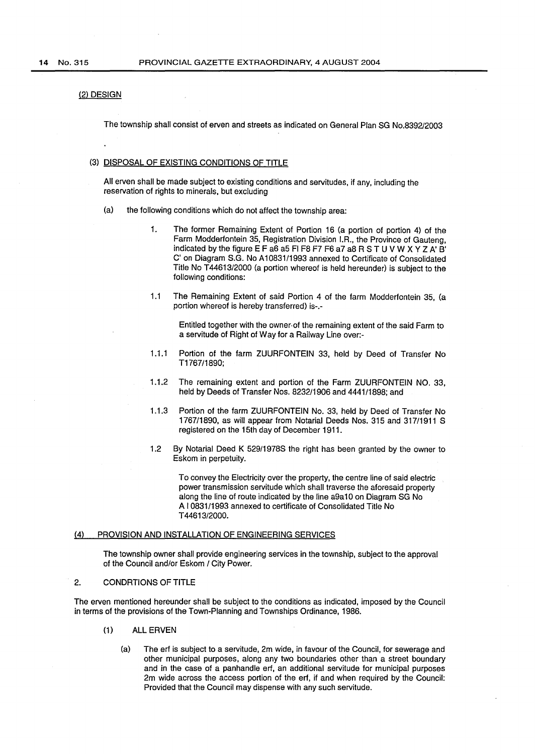(2) DESIGN

The township shall consist of erven and streets as indicated on General Plan SG No.8392/2003

(3) DISPOSAL OF EXISTING CONDITIONS OF TITLE

All erven shall be made subject to existing conditions and servitudes, if any, including the reservation of rights to minerals, but excluding

(a) the following conditions which do not affect the township area:

1. The former Remaining Extent of Portion 16 (a portion of portion 4) of the Farm Modderfontein 35, Registration Division I.R., the Province of Gauteng, indicated by the figure E F a6 a5 Fl F8 F7 F6 a7 a8 R S T U V W X Y Z A' B' C' on Diagram S.G. No A10831/1993 annexed to Certificate of Consolidated Title No T44613/2000 (a portion whereof is held hereunder) is subject to the following conditions:

1.1 The Remaining Extent of said Portion 4 of the farm Modderfontein 35, (a portion whereof is hereby transferred) is-.-

Entitled together with the owner of the remaining extent of the said Farm to a servitude of Right of Way for a Railway Line over:-

1.1.1 Portion of the farm ZUURFONTEIN 33, held by Deed of Transfer No T1767/1890;

1.1.2 The remaining extent and portion of the Farm ZUURFONTEIN NO. 33, held by Deeds of Transfer Nos. 8232/1906 and 4441/1898; and

1.1.3 Portion of the farm ZUURFONTEIN No. 33, held by Deed of Transfer No 1767/1890, as will appear from Notarial Deeds Nos. 315 and 317/1911 S registered on the 15th day of December 1911.

1.2 By Notarial Deed K 529/1978S the right has been granted by the owner to Eskom in perpetuity.

To convey the Electricity over the property, the centre line of said electric power transmission servitude which shall traverse the aforesaid property along the line of route indicated by the line a9a10 on Diagram SG No A I 0831/1993 annexed to certificate of Consolidated Title No T44613/2000.

(4) PROVISION AND INSTALLATION OF ENGINEERING SERVICES

The township owner shall provide engineering services in the township, subject to the approval of the Council and/or Eskom / City Power.

2. CONDRTIONS OF TITLE

The erven mentioned hereunder shall be subject to the conditions as indicated, imposed by the Council in terms of the provisions of the Town-Planning and Townships Ordinance, 1986.

(1) ALL ERVEN

(a) The erf is subject to a servitude, 2m wide, in favour of the Council, for sewerage and other municipal purposes, along any two boundaries other than a street boundary and in the case of a panhandle erf, an additional servitude for municipal purposes 2m wide across the access portion of the erf, if and when required by the Council: Provided that the Council may dispense with any such servitude.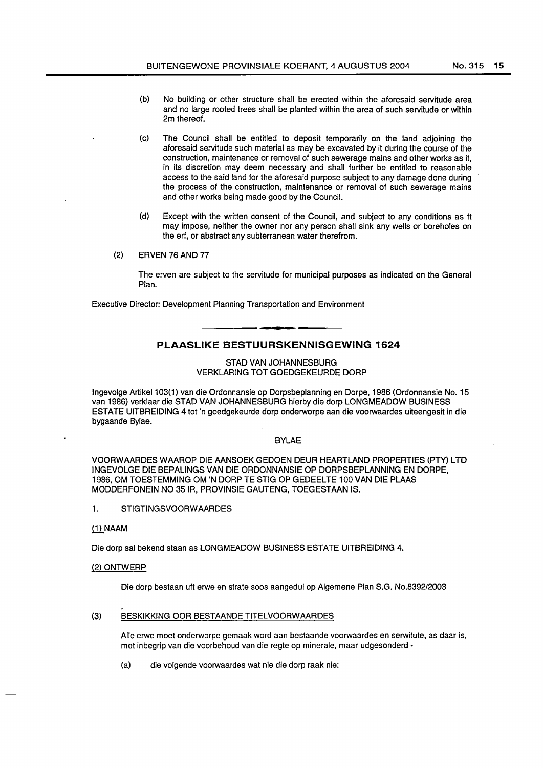(b) No building or other structure shall be erected within the aforesaid servitude area and no large rooted trees shall be planted within the area of such servitude or within 2m thereof.

(c) The Council shall be entitled to deposit temporarily on the land adjoining the aforesaid servitude such material as may be excavated by it during the course of the construction, maintenance or removal of such sewerage mains and other works as it, in its discretion may deem necessary and shall further be entitled to reasonable access to the said land for the aforesaid purpose subject to any damage done during the process of the construction, maintenance or removal of such sewerage mains and other works being made good by the Council.

(d) Except with the written consent of the Council, and subject to any conditions as ft may impose, neither the owner nor any person shall sink any wells or boreholes on the erf, or abstract any subterranean water therefrom.

(2) ERVEN 76 AND 77

The erven are subject to the servitude for municipal purposes as indicated on the General Plan.

Executive Director: Development Planning Transportation and Environment

---

## PLAASLIKE BESTUURSKENNISGEWING 1624

STAD VAN JOHANNESBURG
VERKLARING TOT GOEDGEKEURDE DORP

Ingevolge Artikel 103(1) van die Ordonnansie op Dorpsbeplanning en Dorpe, 1986 (Ordonnansie No. 15 van 1986) verklaar die STAD VAN JOHANNESBURG hierby die dorp LONGMEADOW BUSINESS ESTATE UITBREIDING 4 tot 'n goedgekeurde dorp onderworpe aan die voorwaardes uiteengesit in die bygaande Bylae.

BYLAE

VOORWAARDES WAAROP DIE AANSOEK GEDOEN DEUR HEARTLAND PROPERTIES (PTY) LTD INGEVOLGE DIE BEPALINGS VAN DIE ORDONNANSIE OP DORPSBEPLANNING EN DORPE, 1986, OM TOESTEMMING OM 'N DORP TE STIG OP GEDEELTE 100 VAN DIE PLAAS MODDERFONEIN NO 35 IR, PROVINSIE GAUTENG, TOEGESTAAN IS.

1. STIGTINGSVOORWAARDES

(1) NAAM

Die dorp sal bekend staan as LONGMEADOW BUSINESS ESTATE UITBREIDING 4.

(2) ONTWERP

Die dorp bestaan uft erwe en strate soos aangedui op Algemene Plan S.G. No.8392/2003

(3) BESKIKKING OOR BESTAANDE TITELVOORWAARDES

Alle erwe moet onderworpe gemaak word aan bestaande voorwaardes en serwitute, as daar is, met inbegrip van die voorbehoud van die regte op minerale, maar udgesonderd -

(a) die volgende voorwaardes wat nie die dorp raak nie: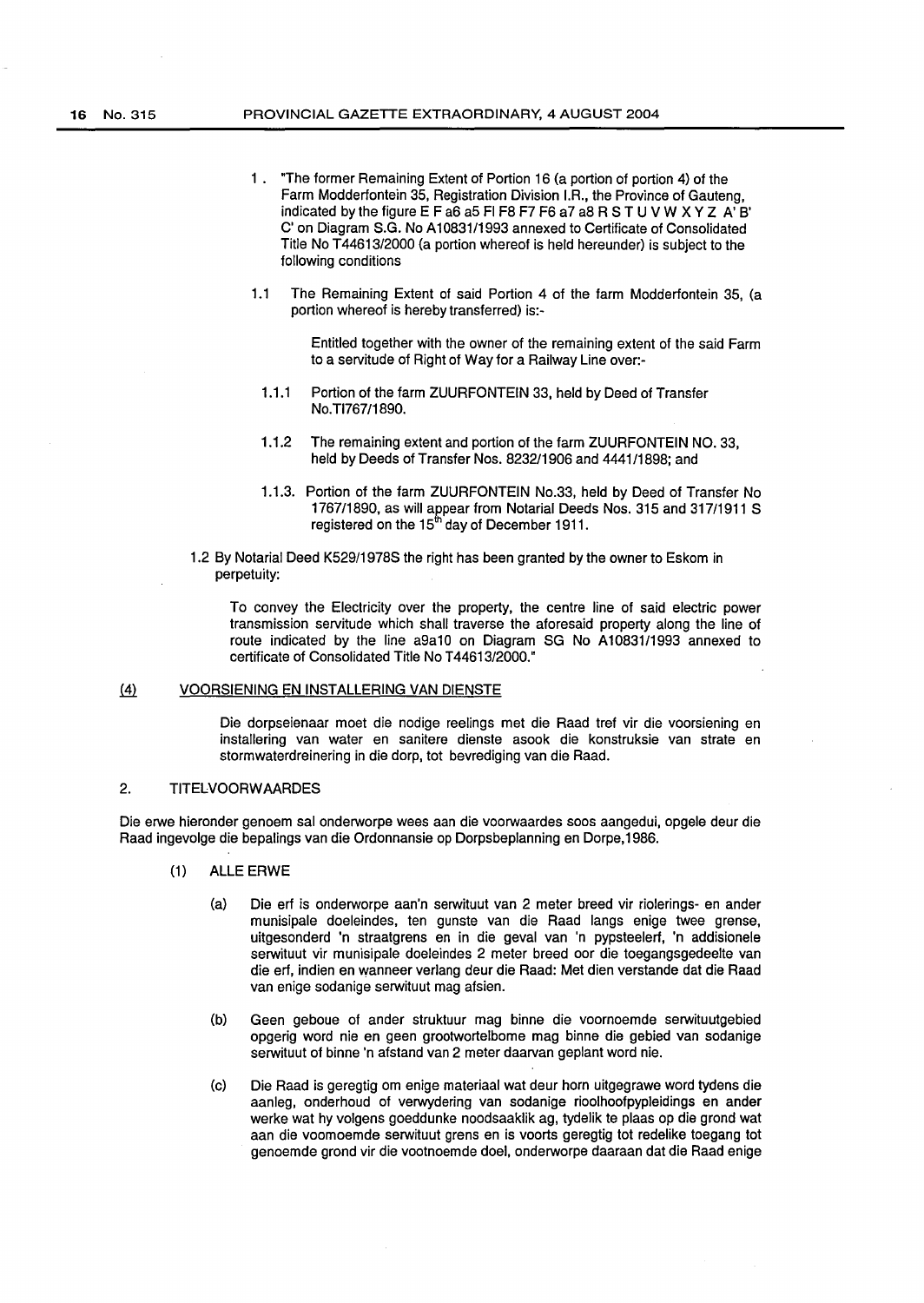1. "The former Remaining Extent of Portion 16 (a portion of portion 4) of the Farm Modderfontein 35, Registration Division I.R., the Province of Gauteng, indicated by the figure E F a6 a5 Fl F8 F7 F6 a7 a8 R S T U V W X Y Z A' B' C' on Diagram S.G. No A10831/1993 annexed to Certificate of Consolidated Title No T44613/2000 (a portion whereof is held hereunder) is subject to the following conditions

   1.1 The Remaining Extent of said Portion 4 of the farm Modderfontein 35, (a portion whereof is hereby transferred) is:-

      Entitled together with the owner of the remaining extent of the said Farm to a servitude of Right of Way for a Railway Line over:-

      1.1.1 Portion of the farm ZUURFONTEIN 33, held by Deed of Transfer No.TI767/1890.

      1.1.2 The remaining extent and portion of the farm ZUURFONTEIN NO. 33, held by Deeds of Transfer Nos. 8232/1906 and 4441/1898; and

      1.1.3. Portion of the farm ZUURFONTEIN No.33, held by Deed of Transfer No 1767/1890, as will appear from Notarial Deeds Nos. 315 and 317/1911 S registered on the 15th day of December 1911.

   1.2 By Notarial Deed K529/1978S the right has been granted by the owner to Eskom in perpetuity:

      To convey the Electricity over the property, the centre line of said electric power transmission servitude which shall traverse the aforesaid property along the line of route indicated by the line a9a10 on Diagram SG No A10831/1993 annexed to certificate of Consolidated Title No T44613/2000."

(4) VOORSIENING EN INSTALLERING VAN DIENSTE

Die dorpseienaar moet die nodige reelings met die Raad tref vir die voorsiening en installering van water en sanitere dienste asook die konstruksie van strate en stormwaterdreinering in die dorp, tot bevrediging van die Raad.

2. TITELVOORWAARDES

Die erwe hieronder genoem sal onderworpe wees aan die voorwaardes soos aangedui, opgele deur die Raad ingevolge die bepalings van die Ordonnansie op Dorpsbeplanning en Dorpe,1986.

(1) ALLE ERWE

(a) Die erf is onderworpe aan'n serwituut van 2 meter breed vir riolerings- en ander munisipale doeleindes, ten gunste van die Raad langs enige twee grense, uitgesonderd 'n straatgrens en in die geval van 'n pypsteelerf, 'n addisionele serwituut vir munisipale doeleindes 2 meter breed oor die toegangsgedeelte van die erf, indien en wanneer verlang deur die Raad: Met dien verstande dat die Raad van enige sodanige serwituut mag afsien.

(b) Geen geboue of ander struktuur mag binne die voornoemde serwituutgebied opgerig word nie en geen grootwortelbome mag binne die gebied van sodanige serwituut of binne 'n afstand van 2 meter daarvan geplant word nie.

(c) Die Raad is geregtig om enige materiaal wat deur hom uitgegrawe word tydens die aanleg, onderhoud of verwydering van sodanige rioolhoofpypleidings en ander werke wat hy volgens goeddunke noodsaaklik ag, tydelik te plaas op die grond wat aan die voornoemde serwituut grens en is voorts geregtig tot redelike toegang tot genoemde grond vir die vootnoemde doel, onderworpe daaraan dat die Raad enige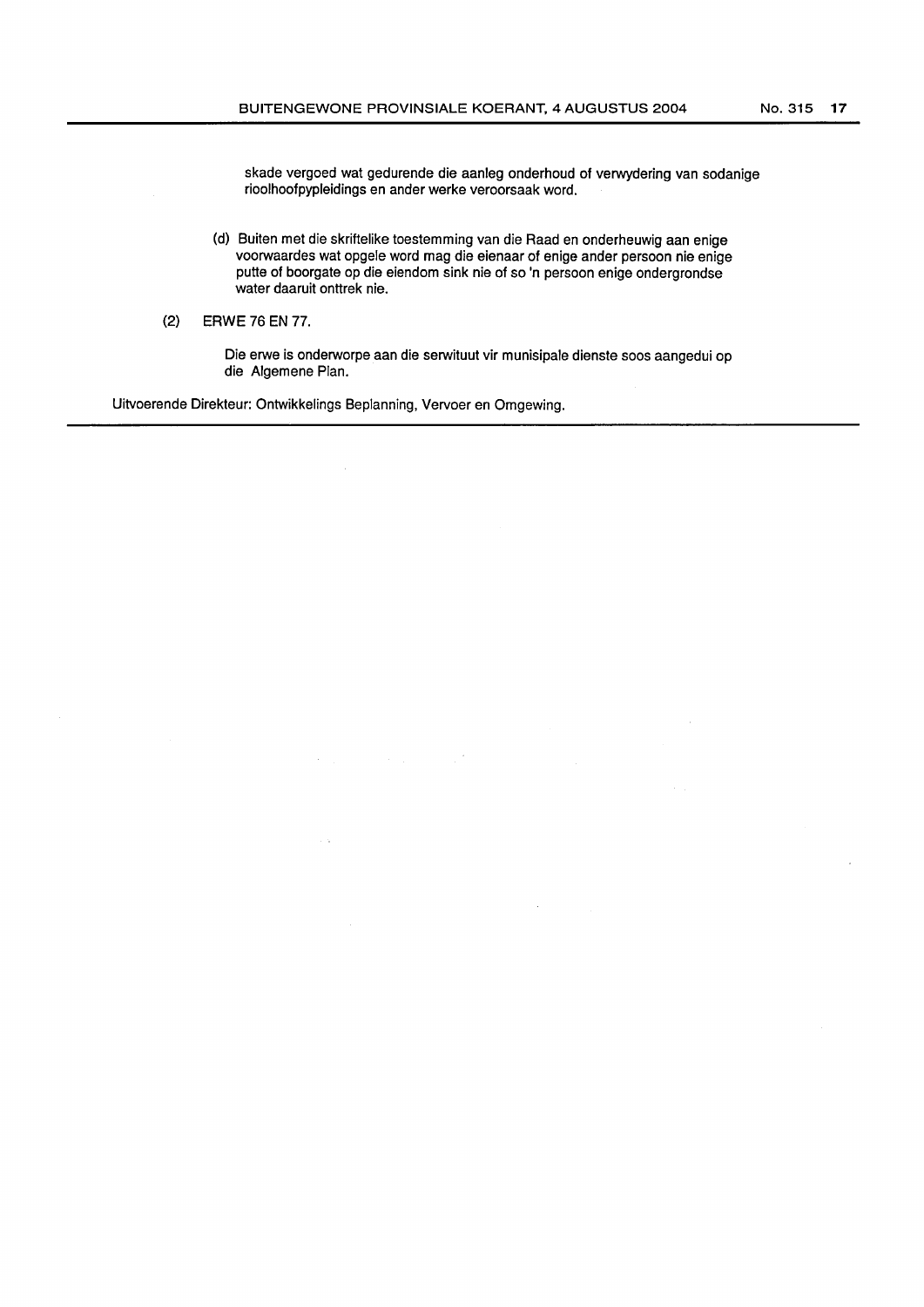skade vergoed wat gedurende die aanleg onderhoud of verwydering van sodanige rioolhoofpypleidings en ander werke veroorsaak word.

(d) Buiten met die skriftelike toestemming van die Raad en onderheuwig aan enige voorwaardes wat opgele word mag die eienaar of enige ander persoon nie enige putte of boorgate op die eiendom sink nie of so 'n persoon enige ondergrondse water daaruit onttrek nie.

(2) ERWE 76 EN 77.

Die erwe is onderworpe aan die serwituut vir munisipale dienste soos aangedui op die Algemene Plan.

Uitvoerende Direkteur: Ontwikkelings Beplanning, Vervoer en Omgewing.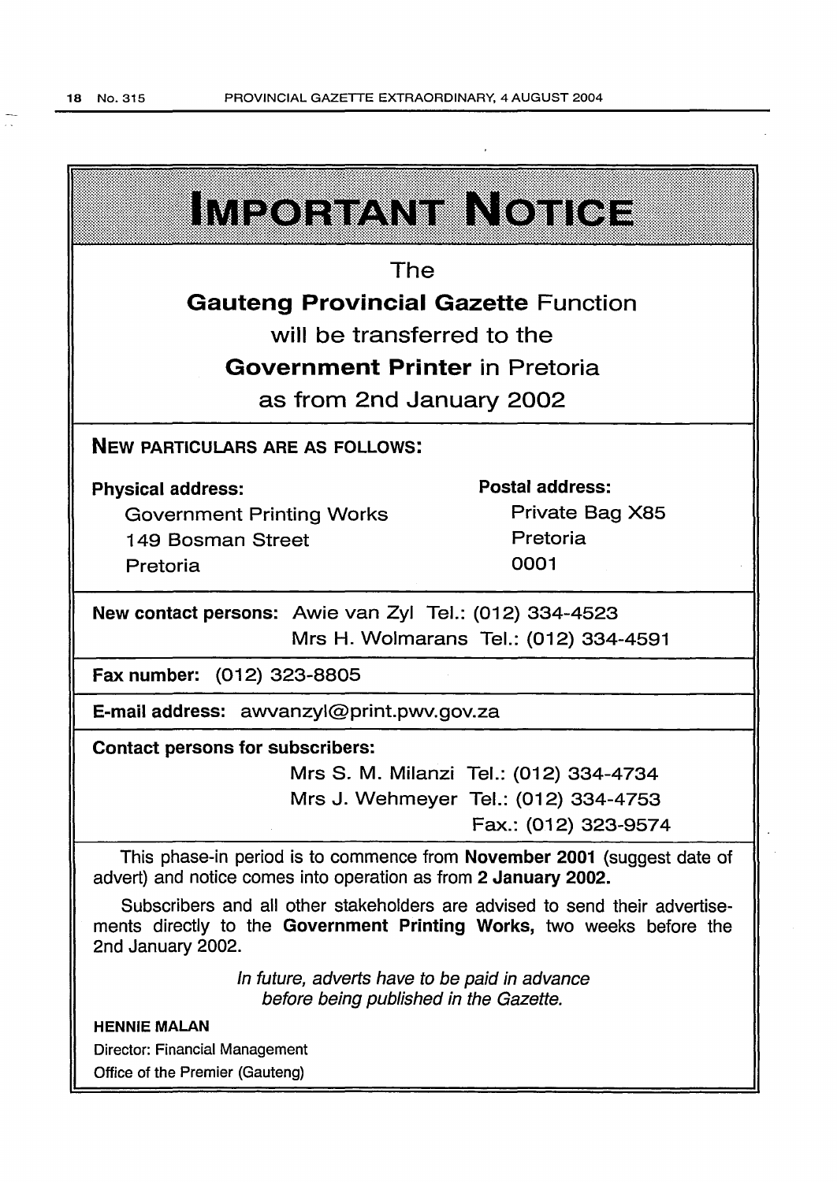# IMPORTANT NOTICE

The

**Gauteng Provincial Gazette** Function

will be transferred to the

**Government Printer** in Pretoria

as from 2nd January 2002

**NEW PARTICULARS ARE AS FOLLOWS:**

**Physical address:**

Government Printing Works
149 Bosman Street
Pretoria

**Postal address:**

Private Bag X85
Pretoria
0001

**New contact persons:** Awie van Zyl Tel.: (012) 334-4523
Mrs H. Wolmarans Tel.: (012) 334-4591

**Fax number:** (012) 323-8805

**E-mail address:** awvanzyl@print.pwv.gov.za

**Contact persons for subscribers:**

Mrs S. M. Milanzi Tel.: (012) 334-4734
Mrs J. Wehmeyer Tel.: (012) 334-4753
Fax.: (012) 323-9574

This phase-in period is to commence from **November 2001** (suggest date of advert) and notice comes into operation as from **2 January 2002.**

Subscribers and all other stakeholders are advised to send their advertisements directly to the **Government Printing Works,** two weeks before the 2nd January 2002.

*In future, adverts have to be paid in advance before being published in the Gazette.*

**HENNIE MALAN**
Director: Financial Management
Office of the Premier (Gauteng)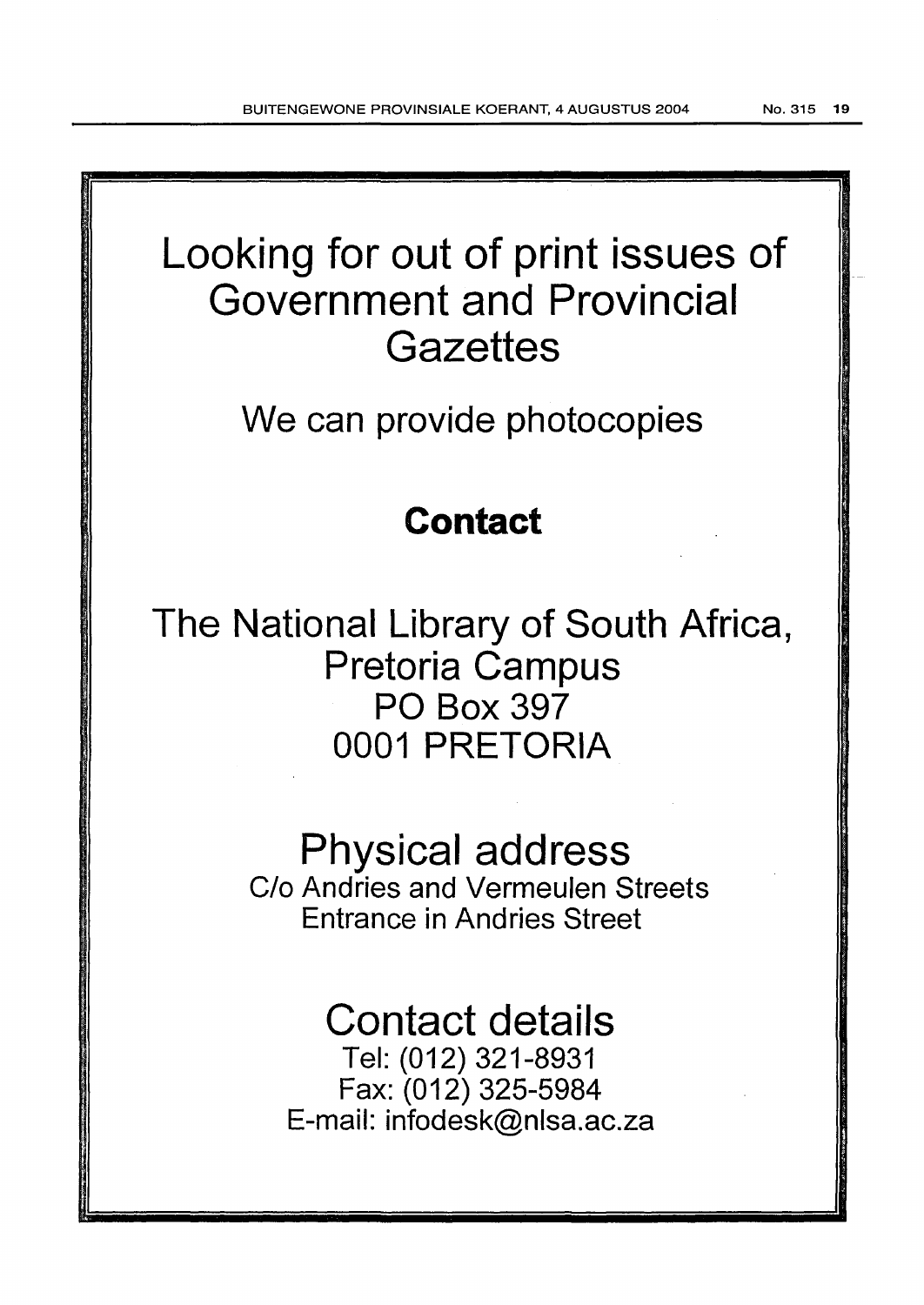# Looking for out of print issues of Government and Provincial Gazettes

We can provide photocopies

## **Contact**

The National Library of South Africa,
Pretoria Campus
PO Box 397
0001 PRETORIA

## Physical address

C/o Andries and Vermeulen Streets
Entrance in Andries Street

## Contact details

Tel: (012) 321-8931
Fax: (012) 325-5984
E-mail: infodesk@nlsa.ac.za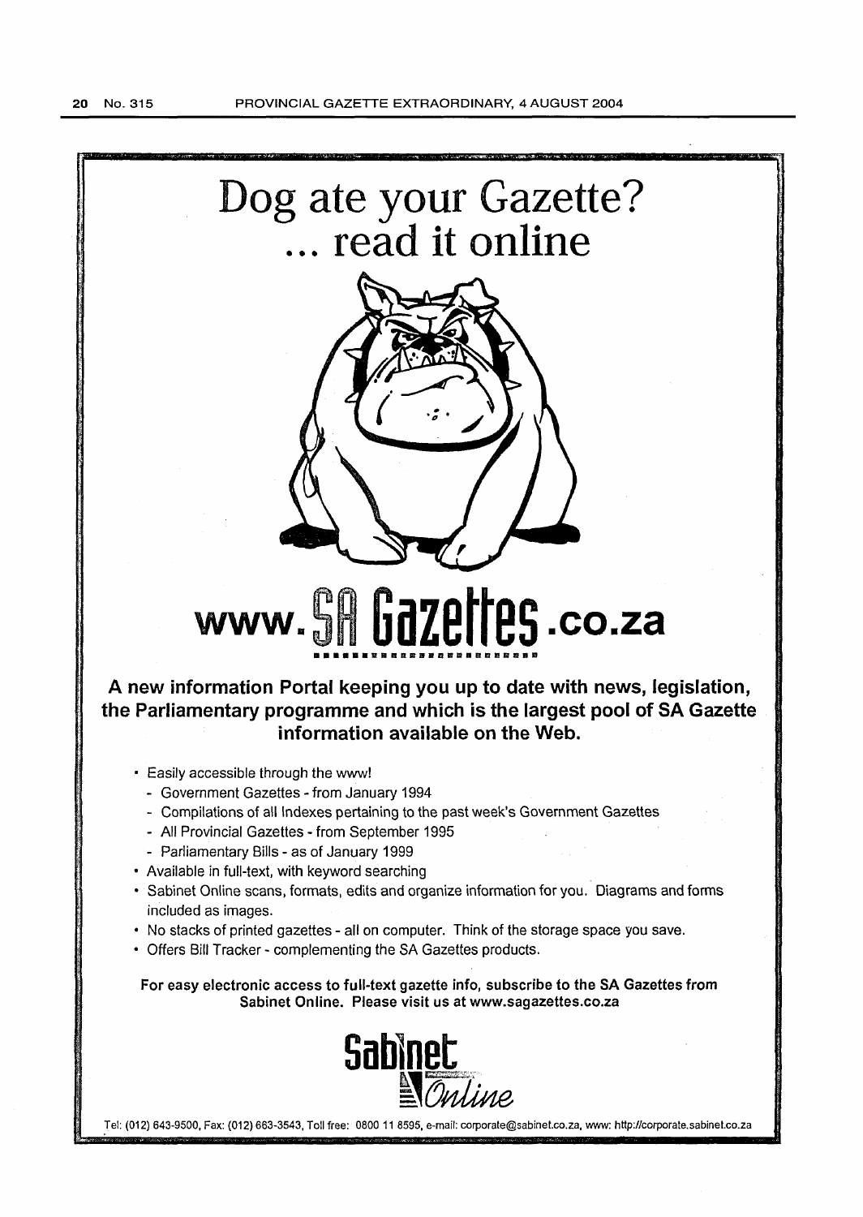# Dog ate your Gazette?
# ... read it online

# www.SA Gazettes.co.za

**A new information Portal keeping you up to date with news, legislation, the Parliamentary programme and which is the largest pool of SA Gazette information available on the Web.**

- Easily accessible through the www!
  - Government Gazettes - from January 1994
  - Compilations of all Indexes pertaining to the past week's Government Gazettes
  - All Provincial Gazettes - from September 1995
  - Parliamentary Bills - as of January 1999
- Available in full-text, with keyword searching
- Sabinet Online scans, formats, edits and organize information for you. Diagrams and forms included as images.
- No stacks of printed gazettes - all on computer. Think of the storage space you save.
- Offers Bill Tracker - complementing the SA Gazettes products.

**For easy electronic access to full-text gazette info, subscribe to the SA Gazettes from Sabinet Online. Please visit us at www.sagazettes.co.za**

Sabinet Online

Tel: (012) 643-9500, Fax: (012) 663-3543, Toll free: 0800 11 8595, e-mail: corporate@sabinet.co.za, www: http://corporate.sabinet.co.za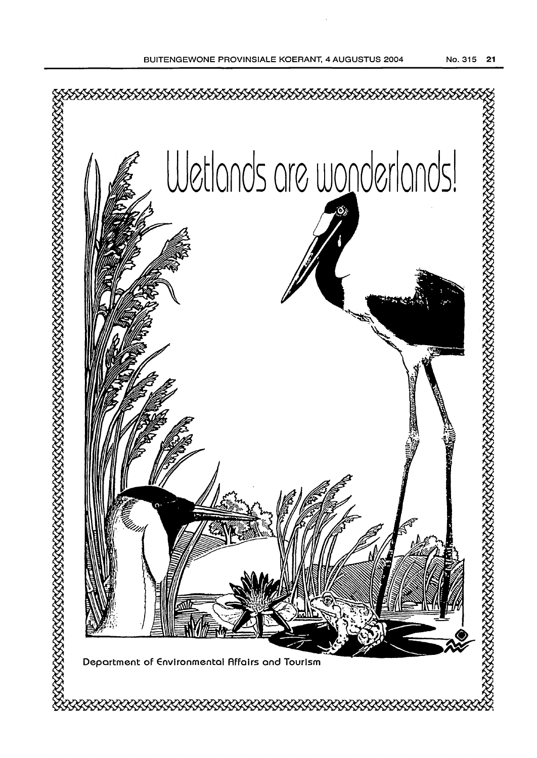# Wetlands are wonderlands!

Department of Environmental Affairs and Tourism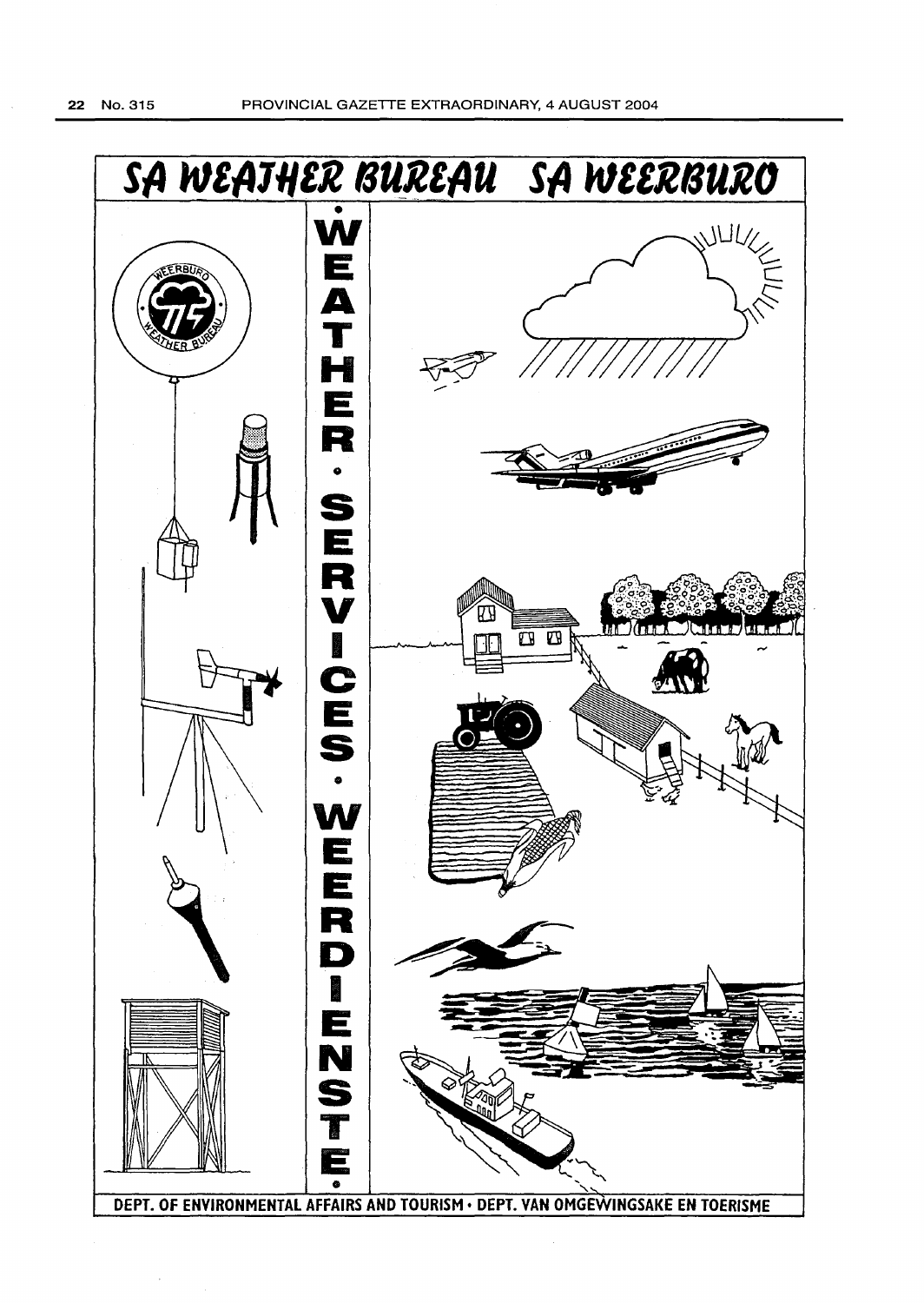# SA WEATHER BUREAU SA WEERBURO

WEATHER · SERVICES · WEERDIENSTE

DEPT. OF ENVIRONMENTAL AFFAIRS AND TOURISM · DEPT. VAN OMGEWINGSAKE EN TOERISME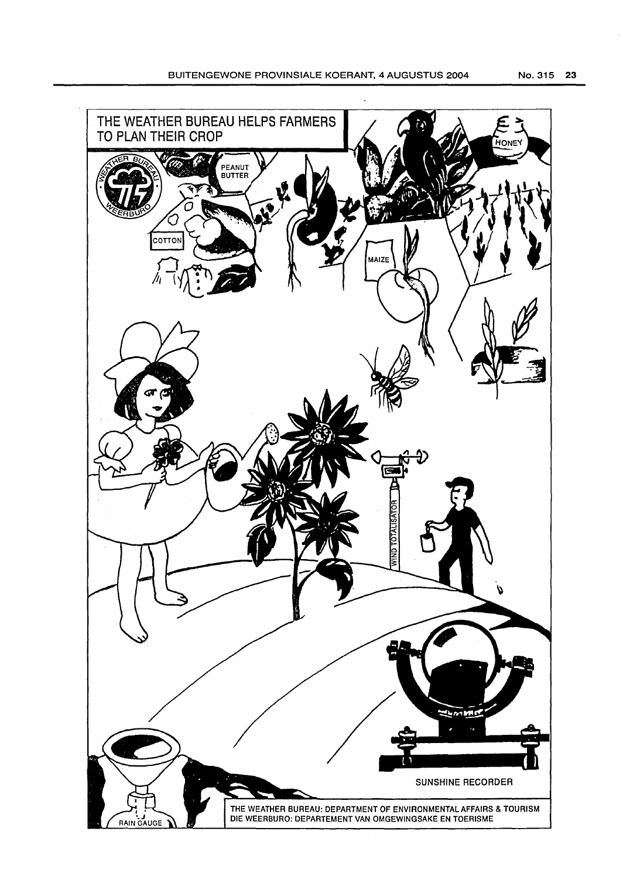# THE WEATHER BUREAU HELPS FARMERS TO PLAN THEIR CROP

PEANUT BUTTER

HONEY

COTTON

MAIZE

WIND TOTALISATOR

SUNSHINE RECORDER

RAIN GAUGE

THE WEATHER BUREAU: DEPARTMENT OF ENVIRONMENTAL AFFAIRS & TOURISM
DIE WEERBURO: DEPARTEMENT VAN OMGEWINGSAKE EN TOERISME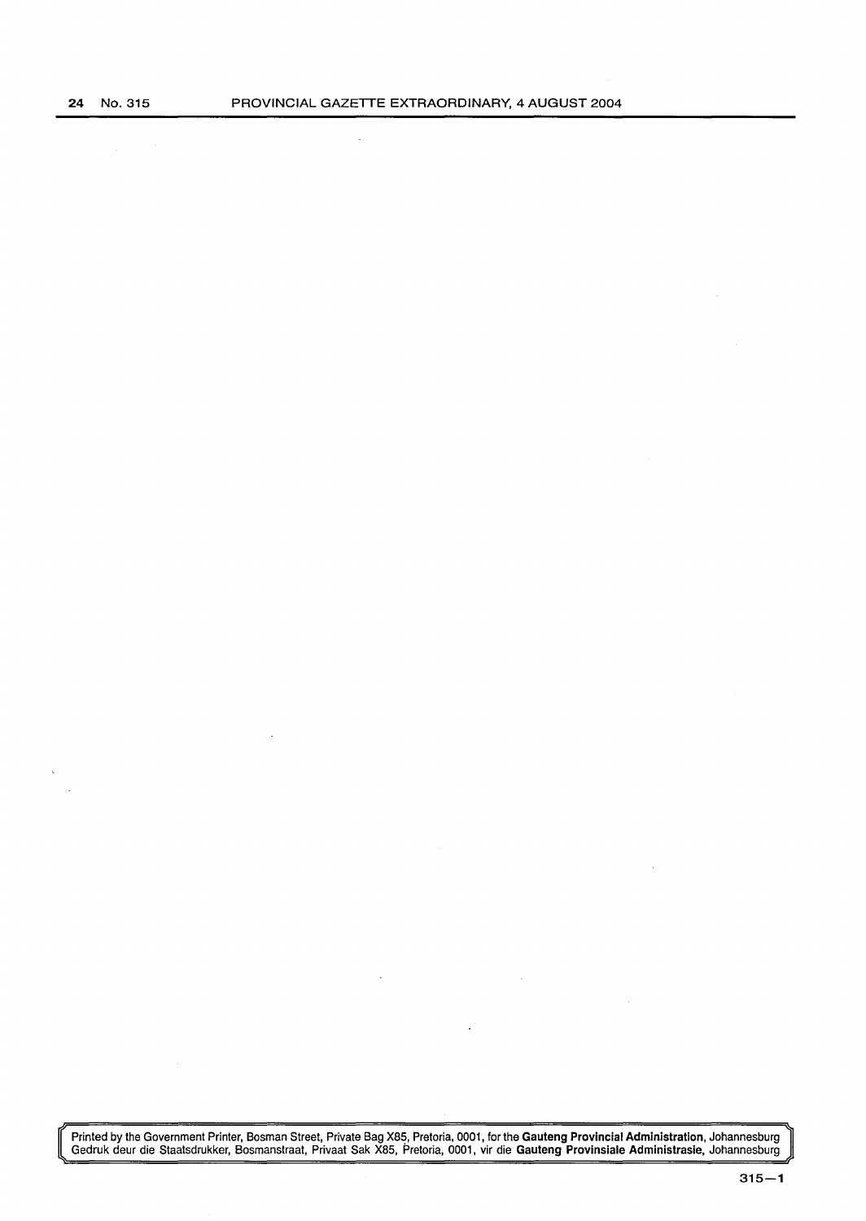Printed by the Government Printer, Bosman Street, Private Bag X85, Pretoria, 0001, for the **Gauteng Provincial Administration**, Johannesburg
Gedruk deur die Staatsdrukker, Bosmanstraat, Privaat Sak X85, Pretoria, 0001, vir die **Gauteng Provinsiale Administrasie**, Johannesburg

315—1